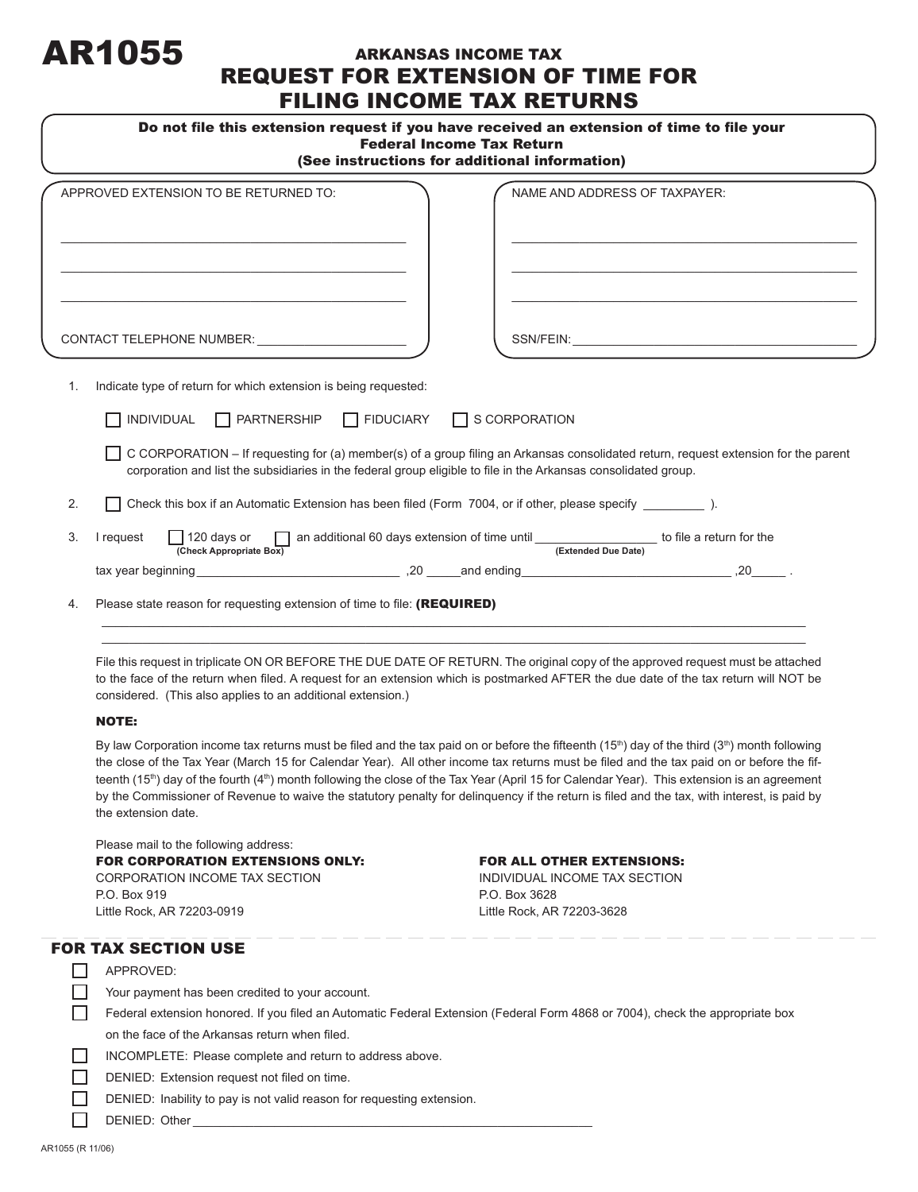# AR1055

## ARKANSAS INCOME TAX
## REQUEST FOR EXTENSION OF TIME FOR FILING INCOME TAX RETURNS

**Do not file this extension request if you have received an extension of time to file your Federal Income Tax Return**
**(See instructions for additional information)**

APPROVED EXTENSION TO BE RETURNED TO:

______________________________

______________________________

______________________________

CONTACT TELEPHONE NUMBER: ______________________

NAME AND ADDRESS OF TAXPAYER:

______________________________

______________________________

______________________________

SSN/FEIN: ______________________________

1. Indicate type of return for which extension is being requested:

   ☐ INDIVIDUAL ☐ PARTNERSHIP ☐ FIDUCIARY ☐ S CORPORATION

   ☐ C CORPORATION – If requesting for (a) member(s) of a group filing an Arkansas consolidated return, request extension for the parent corporation and list the subsidiaries in the federal group eligible to file in the Arkansas consolidated group.

2. ☐ Check this box if an Automatic Extension has been filed (Form 7004, or if other, please specify _________ ).

3. I request ☐ 120 days or ☐ an additional 60 days extension of time until _________________ to file a return for the
   **(Check Appropriate Box)** **(Extended Due Date)**

   tax year beginning ______________________________ ,20 _____and ending ______________________________ ,20_____ .

4. Please state reason for requesting extension of time to file: **(REQUIRED)**

   ______________________________________________________________________

   ______________________________________________________________________

File this request in triplicate ON OR BEFORE THE DUE DATE OF RETURN. The original copy of the approved request must be attached to the face of the return when filed. A request for an extension which is postmarked AFTER the due date of the tax return will NOT be considered. (This also applies to an additional extension.)

**NOTE:**

By law Corporation income tax returns must be filed and the tax paid on or before the fifteenth (15th) day of the third (3rd) month following the close of the Tax Year (March 15 for Calendar Year). All other income tax returns must be filed and the tax paid on or before the fifteenth (15th) day of the fourth (4th) month following the close of the Tax Year (April 15 for Calendar Year). This extension is an agreement by the Commissioner of Revenue to waive the statutory penalty for delinquency if the return is filed and the tax, with interest, is paid by the extension date.

Please mail to the following address:

**FOR CORPORATION EXTENSIONS ONLY:**
CORPORATION INCOME TAX SECTION
P.O. Box 919
Little Rock, AR 72203-0919

**FOR ALL OTHER EXTENSIONS:**
INDIVIDUAL INCOME TAX SECTION
P.O. Box 3628
Little Rock, AR 72203-3628

## FOR TAX SECTION USE

☐ APPROVED:

☐ Your payment has been credited to your account.

☐ Federal extension honored. If you filed an Automatic Federal Extension (Federal Form 4868 or 7004), check the appropriate box on the face of the Arkansas return when filed.

☐ INCOMPLETE: Please complete and return to address above.

☐ DENIED: Extension request not filed on time.

☐ DENIED: Inability to pay is not valid reason for requesting extension.

☐ DENIED: Other ______________________________________________

AR1055 (R 11/06)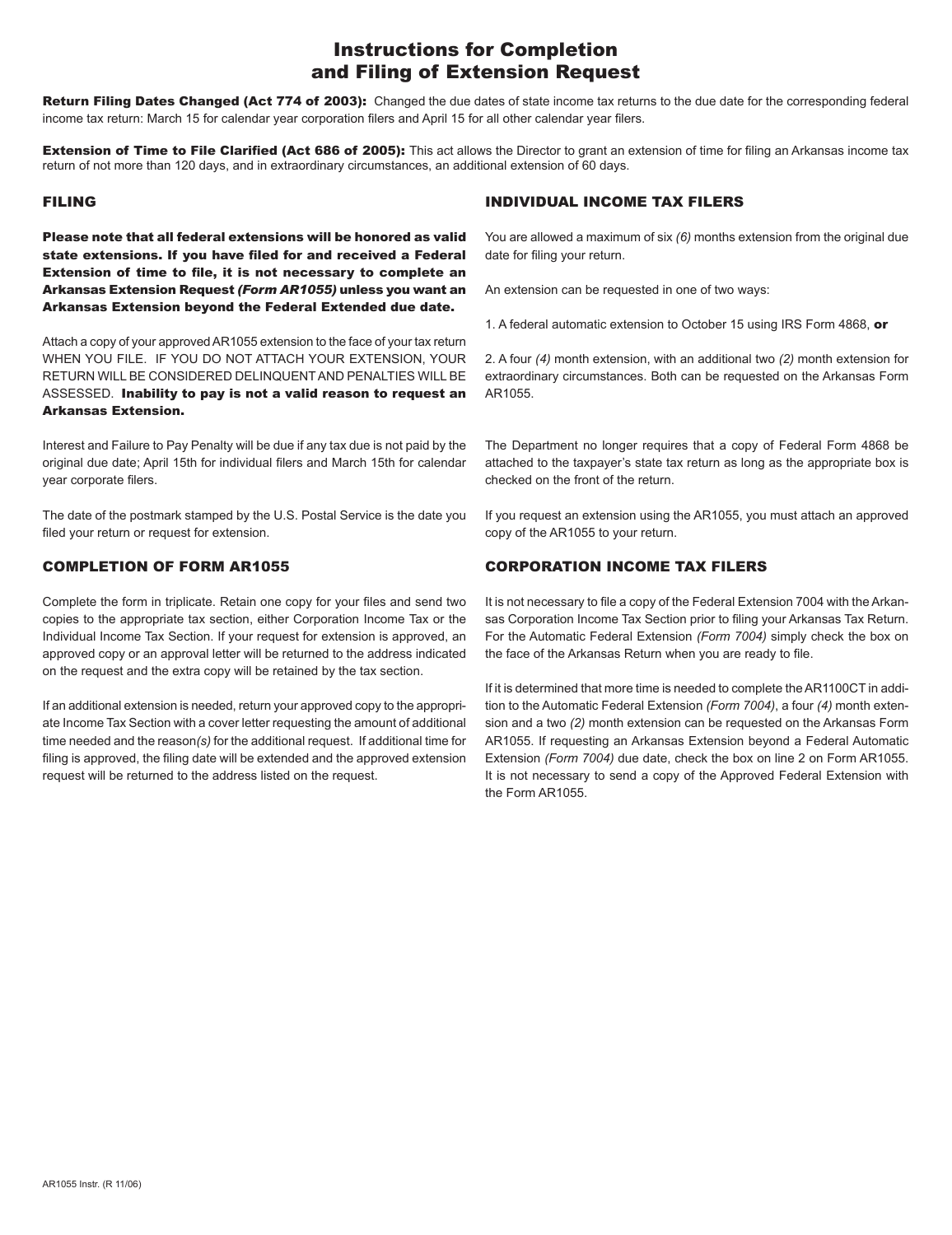# Instructions for Completion and Filing of Extension Request

**Return Filing Dates Changed (Act 774 of 2003):** Changed the due dates of state income tax returns to the due date for the corresponding federal income tax return: March 15 for calendar year corporation filers and April 15 for all other calendar year filers.

**Extension of Time to File Clarified (Act 686 of 2005):** This act allows the Director to grant an extension of time for filing an Arkansas income tax return of not more than 120 days, and in extraordinary circumstances, an additional extension of 60 days.

## FILING

**Please note that all federal extensions will be honored as valid state extensions. If you have filed for and received a Federal Extension of time to file, it is not necessary to complete an Arkansas Extension Request *(Form AR1055)* unless you want an Arkansas Extension beyond the Federal Extended due date.**

Attach a copy of your approved AR1055 extension to the face of your tax return WHEN YOU FILE. IF YOU DO NOT ATTACH YOUR EXTENSION, YOUR RETURN WILL BE CONSIDERED DELINQUENT AND PENALTIES WILL BE ASSESSED. **Inability to pay is not a valid reason to request an Arkansas Extension.**

Interest and Failure to Pay Penalty will be due if any tax due is not paid by the original due date; April 15th for individual filers and March 15th for calendar year corporate filers.

The date of the postmark stamped by the U.S. Postal Service is the date you filed your return or request for extension.

## COMPLETION OF FORM AR1055

Complete the form in triplicate. Retain one copy for your files and send two copies to the appropriate tax section, either Corporation Income Tax or the Individual Income Tax Section. If your request for extension is approved, an approved copy or an approval letter will be returned to the address indicated on the request and the extra copy will be retained by the tax section.

If an additional extension is needed, return your approved copy to the appropriate Income Tax Section with a cover letter requesting the amount of additional time needed and the reason*(s)* for the additional request. If additional time for filing is approved, the filing date will be extended and the approved extension request will be returned to the address listed on the request.

## INDIVIDUAL INCOME TAX FILERS

You are allowed a maximum of six *(6)* months extension from the original due date for filing your return.

An extension can be requested in one of two ways:

1. A federal automatic extension to October 15 using IRS Form 4868, **or**

2. A four *(4)* month extension, with an additional two *(2)* month extension for extraordinary circumstances. Both can be requested on the Arkansas Form AR1055.

The Department no longer requires that a copy of Federal Form 4868 be attached to the taxpayer's state tax return as long as the appropriate box is checked on the front of the return.

If you request an extension using the AR1055, you must attach an approved copy of the AR1055 to your return.

## CORPORATION INCOME TAX FILERS

It is not necessary to file a copy of the Federal Extension 7004 with the Arkansas Corporation Income Tax Section prior to filing your Arkansas Tax Return. For the Automatic Federal Extension *(Form 7004)* simply check the box on the face of the Arkansas Return when you are ready to file.

If it is determined that more time is needed to complete the AR1100CT in addition to the Automatic Federal Extension *(Form 7004)*, a four *(4)* month extension and a two *(2)* month extension can be requested on the Arkansas Form AR1055. If requesting an Arkansas Extension beyond a Federal Automatic Extension *(Form 7004)* due date, check the box on line 2 on Form AR1055. It is not necessary to send a copy of the Approved Federal Extension with the Form AR1055.

AR1055 Instr. (R 11/06)